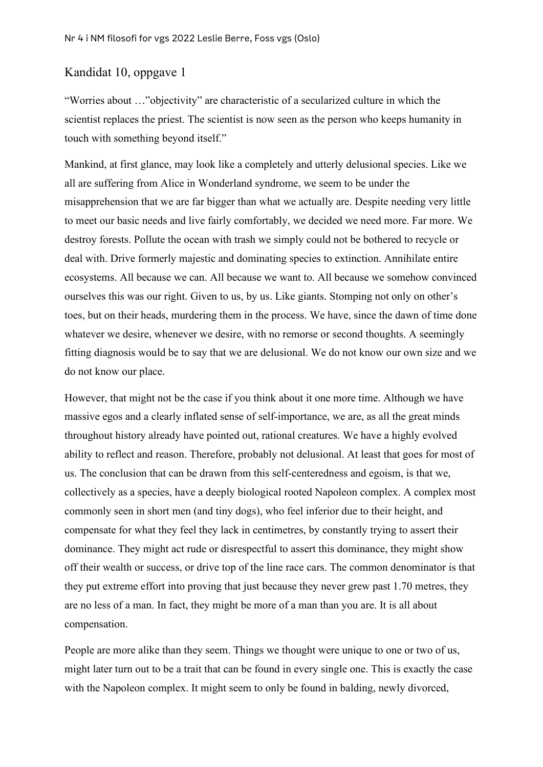Nr 4 i NM filosofi for vgs 2022 Leslie Berre, Foss vgs (Oslo)

## Kandidat 10, oppgave 1

"Worries about …"objectivity" are characteristic of a secularized culture in which the scientist replaces the priest. The scientist is now seen as the person who keeps humanity in touch with something beyond itself."

Mankind, at first glance, may look like a completely and utterly delusional species. Like we all are suffering from Alice in Wonderland syndrome, we seem to be under the misapprehension that we are far bigger than what we actually are. Despite needing very little to meet our basic needs and live fairly comfortably, we decided we need more. Far more. We destroy forests. Pollute the ocean with trash we simply could not be bothered to recycle or deal with. Drive formerly majestic and dominating species to extinction. Annihilate entire ecosystems. All because we can. All because we want to. All because we somehow convinced ourselves this was our right. Given to us, by us. Like giants. Stomping not only on other's toes, but on their heads, murdering them in the process. We have, since the dawn of time done whatever we desire, whenever we desire, with no remorse or second thoughts. A seemingly fitting diagnosis would be to say that we are delusional. We do not know our own size and we do not know our place.

However, that might not be the case if you think about it one more time. Although we have massive egos and a clearly inflated sense of self-importance, we are, as all the great minds throughout history already have pointed out, rational creatures. We have a highly evolved ability to reflect and reason. Therefore, probably not delusional. At least that goes for most of us. The conclusion that can be drawn from this self-centeredness and egoism, is that we, collectively as a species, have a deeply biological rooted Napoleon complex. A complex most commonly seen in short men (and tiny dogs), who feel inferior due to their height, and compensate for what they feel they lack in centimetres, by constantly trying to assert their dominance. They might act rude or disrespectful to assert this dominance, they might show off their wealth or success, or drive top of the line race cars. The common denominator is that they put extreme effort into proving that just because they never grew past 1.70 metres, they are no less of a man. In fact, they might be more of a man than you are. It is all about compensation.

People are more alike than they seem. Things we thought were unique to one or two of us, might later turn out to be a trait that can be found in every single one. This is exactly the case with the Napoleon complex. It might seem to only be found in balding, newly divorced,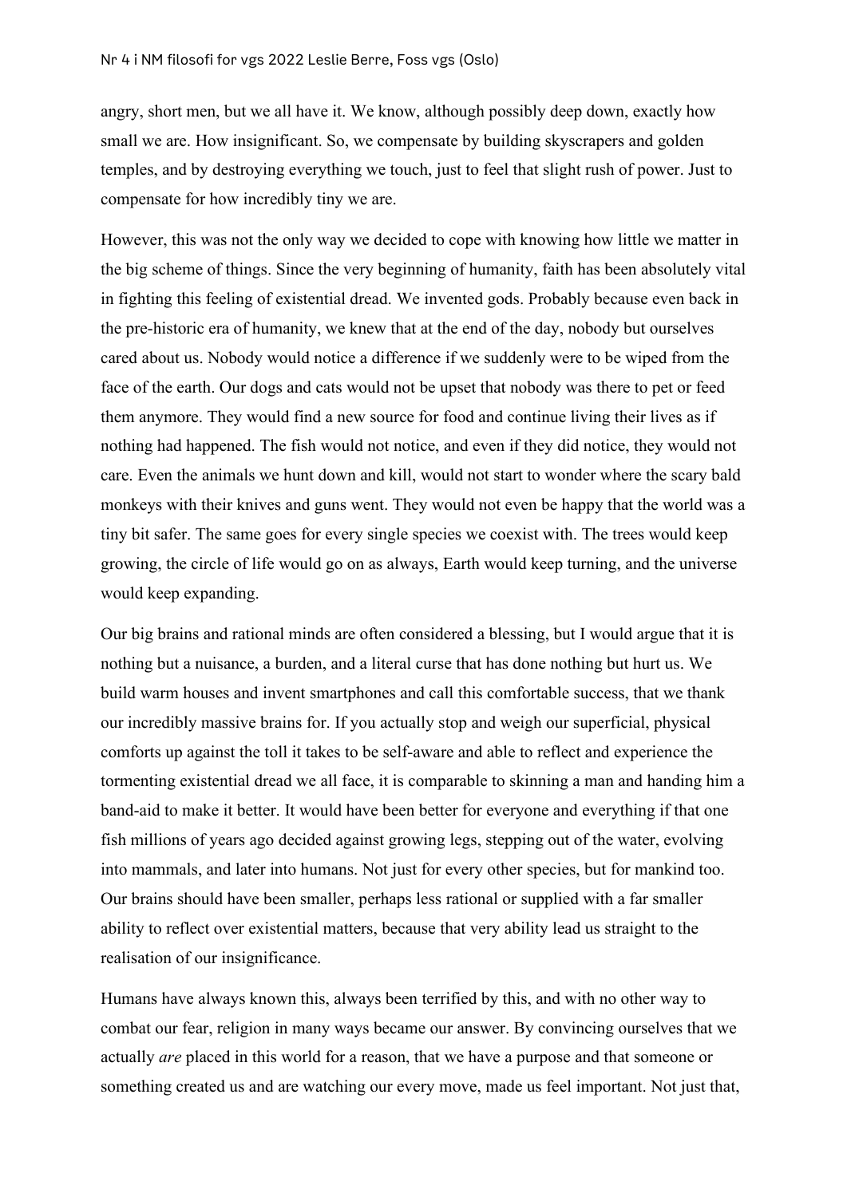angry, short men, but we all have it. We know, although possibly deep down, exactly how small we are. How insignificant. So, we compensate by building skyscrapers and golden temples, and by destroying everything we touch, just to feel that slight rush of power. Just to compensate for how incredibly tiny we are.

However, this was not the only way we decided to cope with knowing how little we matter in the big scheme of things. Since the very beginning of humanity, faith has been absolutely vital in fighting this feeling of existential dread. We invented gods. Probably because even back in the pre-historic era of humanity, we knew that at the end of the day, nobody but ourselves cared about us. Nobody would notice a difference if we suddenly were to be wiped from the face of the earth. Our dogs and cats would not be upset that nobody was there to pet or feed them anymore. They would find a new source for food and continue living their lives as if nothing had happened. The fish would not notice, and even if they did notice, they would not care. Even the animals we hunt down and kill, would not start to wonder where the scary bald monkeys with their knives and guns went. They would not even be happy that the world was a tiny bit safer. The same goes for every single species we coexist with. The trees would keep growing, the circle of life would go on as always, Earth would keep turning, and the universe would keep expanding.

Our big brains and rational minds are often considered a blessing, but I would argue that it is nothing but a nuisance, a burden, and a literal curse that has done nothing but hurt us. We build warm houses and invent smartphones and call this comfortable success, that we thank our incredibly massive brains for. If you actually stop and weigh our superficial, physical comforts up against the toll it takes to be self-aware and able to reflect and experience the tormenting existential dread we all face, it is comparable to skinning a man and handing him a band-aid to make it better. It would have been better for everyone and everything if that one fish millions of years ago decided against growing legs, stepping out of the water, evolving into mammals, and later into humans. Not just for every other species, but for mankind too. Our brains should have been smaller, perhaps less rational or supplied with a far smaller ability to reflect over existential matters, because that very ability lead us straight to the realisation of our insignificance.

Humans have always known this, always been terrified by this, and with no other way to combat our fear, religion in many ways became our answer. By convincing ourselves that we actually *are* placed in this world for a reason, that we have a purpose and that someone or something created us and are watching our every move, made us feel important. Not just that,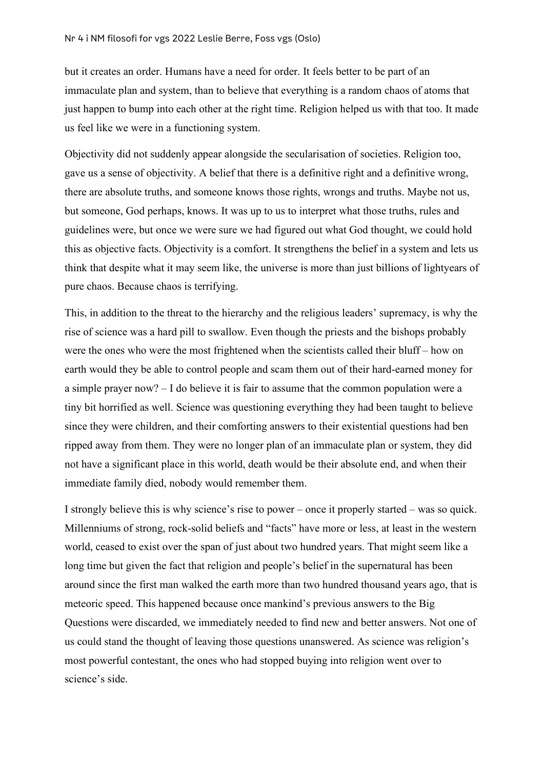but it creates an order. Humans have a need for order. It feels better to be part of an immaculate plan and system, than to believe that everything is a random chaos of atoms that just happen to bump into each other at the right time. Religion helped us with that too. It made us feel like we were in a functioning system.

Objectivity did not suddenly appear alongside the secularisation of societies. Religion too, gave us a sense of objectivity. A belief that there is a definitive right and a definitive wrong, there are absolute truths, and someone knows those rights, wrongs and truths. Maybe not us, but someone, God perhaps, knows. It was up to us to interpret what those truths, rules and guidelines were, but once we were sure we had figured out what God thought, we could hold this as objective facts. Objectivity is a comfort. It strengthens the belief in a system and lets us think that despite what it may seem like, the universe is more than just billions of lightyears of pure chaos. Because chaos is terrifying.

This, in addition to the threat to the hierarchy and the religious leaders' supremacy, is why the rise of science was a hard pill to swallow. Even though the priests and the bishops probably were the ones who were the most frightened when the scientists called their bluff – how on earth would they be able to control people and scam them out of their hard-earned money for a simple prayer now? – I do believe it is fair to assume that the common population were a tiny bit horrified as well. Science was questioning everything they had been taught to believe since they were children, and their comforting answers to their existential questions had ben ripped away from them. They were no longer plan of an immaculate plan or system, they did not have a significant place in this world, death would be their absolute end, and when their immediate family died, nobody would remember them.

I strongly believe this is why science's rise to power – once it properly started – was so quick. Millenniums of strong, rock-solid beliefs and "facts" have more or less, at least in the western world, ceased to exist over the span of just about two hundred years. That might seem like a long time but given the fact that religion and people's belief in the supernatural has been around since the first man walked the earth more than two hundred thousand years ago, that is meteoric speed. This happened because once mankind's previous answers to the Big Questions were discarded, we immediately needed to find new and better answers. Not one of us could stand the thought of leaving those questions unanswered. As science was religion's most powerful contestant, the ones who had stopped buying into religion went over to science's side.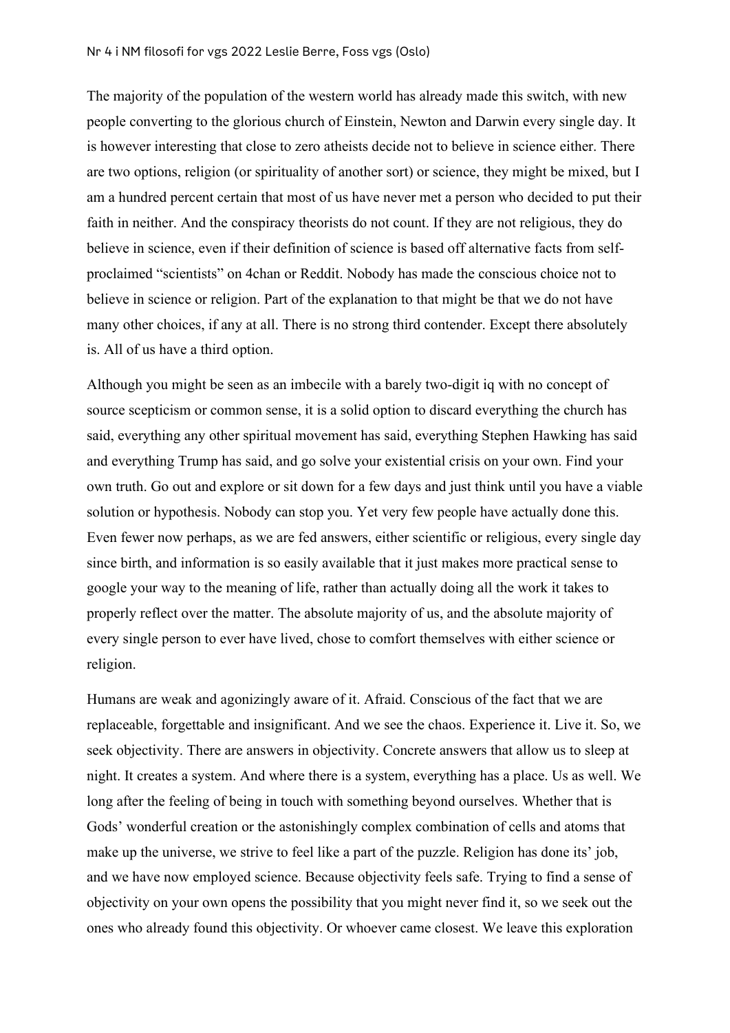The majority of the population of the western world has already made this switch, with new people converting to the glorious church of Einstein, Newton and Darwin every single day. It is however interesting that close to zero atheists decide not to believe in science either. There are two options, religion (or spirituality of another sort) or science, they might be mixed, but I am a hundred percent certain that most of us have never met a person who decided to put their faith in neither. And the conspiracy theorists do not count. If they are not religious, they do believe in science, even if their definition of science is based off alternative facts from self-proclaimed "scientists" on 4chan or Reddit. Nobody has made the conscious choice not to believe in science or religion. Part of the explanation to that might be that we do not have many other choices, if any at all. There is no strong third contender. Except there absolutely is. All of us have a third option.

Although you might be seen as an imbecile with a barely two-digit iq with no concept of source scepticism or common sense, it is a solid option to discard everything the church has said, everything any other spiritual movement has said, everything Stephen Hawking has said and everything Trump has said, and go solve your existential crisis on your own. Find your own truth. Go out and explore or sit down for a few days and just think until you have a viable solution or hypothesis. Nobody can stop you. Yet very few people have actually done this. Even fewer now perhaps, as we are fed answers, either scientific or religious, every single day since birth, and information is so easily available that it just makes more practical sense to google your way to the meaning of life, rather than actually doing all the work it takes to properly reflect over the matter. The absolute majority of us, and the absolute majority of every single person to ever have lived, chose to comfort themselves with either science or religion.

Humans are weak and agonizingly aware of it. Afraid. Conscious of the fact that we are replaceable, forgettable and insignificant. And we see the chaos. Experience it. Live it. So, we seek objectivity. There are answers in objectivity. Concrete answers that allow us to sleep at night. It creates a system. And where there is a system, everything has a place. Us as well. We long after the feeling of being in touch with something beyond ourselves. Whether that is Gods' wonderful creation or the astonishingly complex combination of cells and atoms that make up the universe, we strive to feel like a part of the puzzle. Religion has done its' job, and we have now employed science. Because objectivity feels safe. Trying to find a sense of objectivity on your own opens the possibility that you might never find it, so we seek out the ones who already found this objectivity. Or whoever came closest. We leave this exploration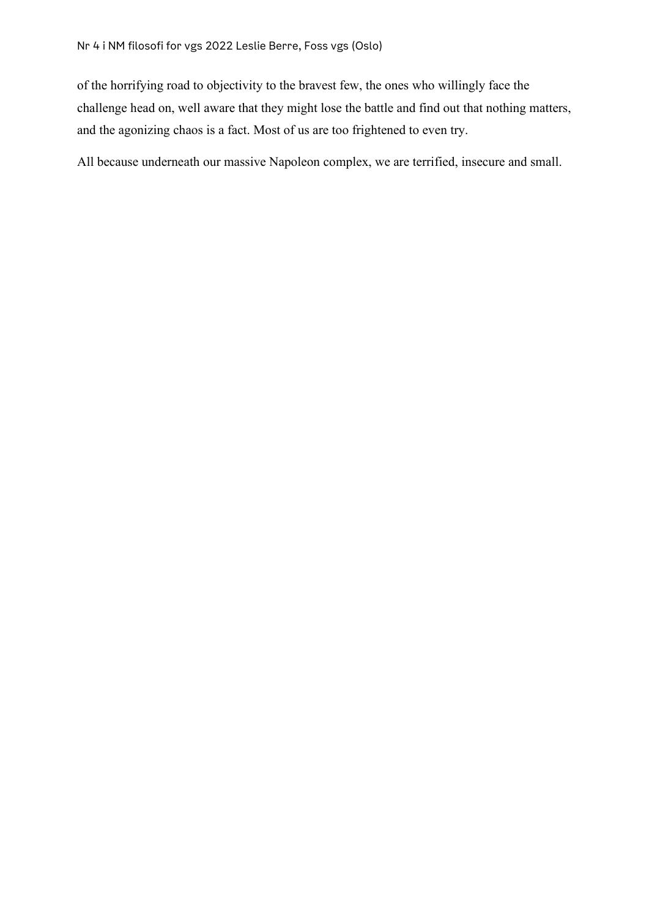of the horrifying road to objectivity to the bravest few, the ones who willingly face the challenge head on, well aware that they might lose the battle and find out that nothing matters, and the agonizing chaos is a fact. Most of us are too frightened to even try.

All because underneath our massive Napoleon complex, we are terrified, insecure and small.